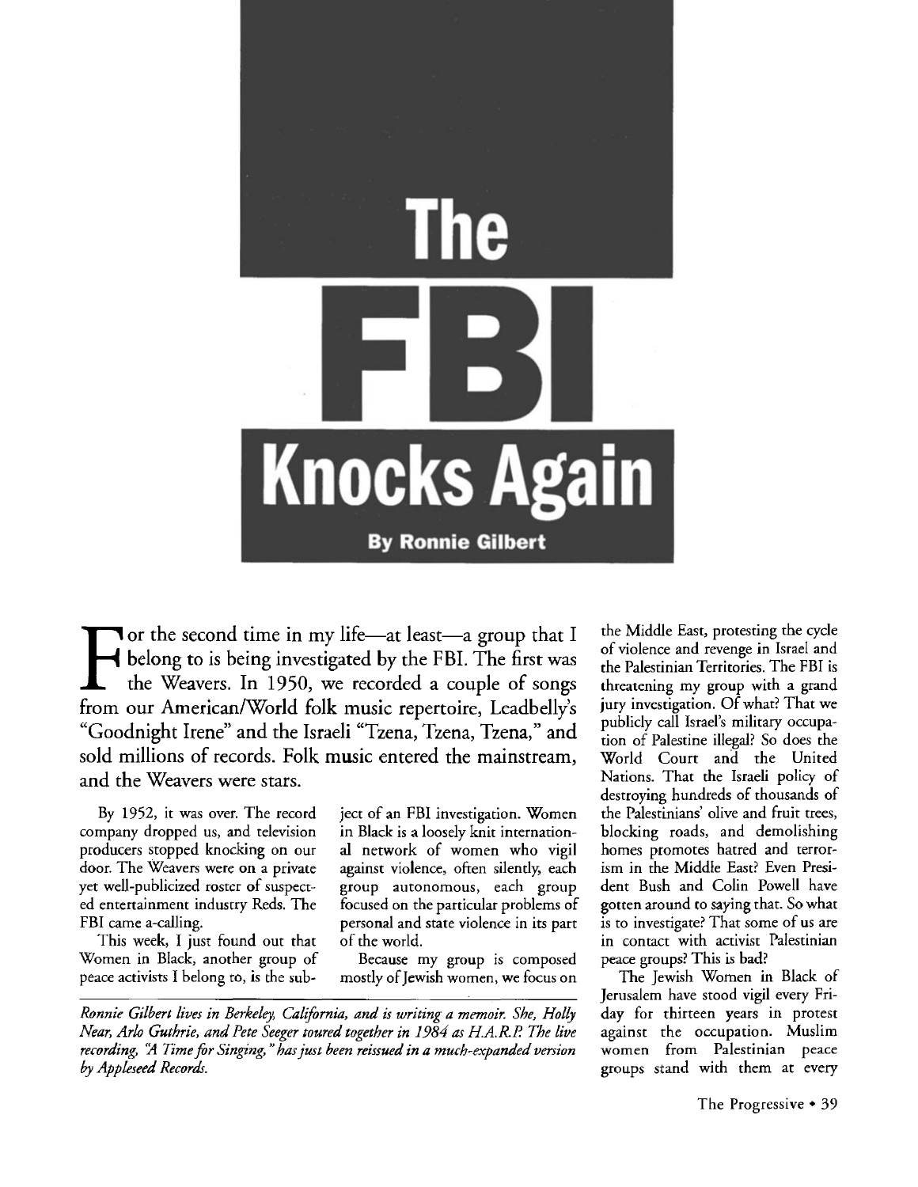# The FBI Knocks Again

**By Ronnie Gilbert**

For the second time in my life—at least—a group that I belong to is being investigated by the FBI. The first was the Weavers. In 1950, we recorded a couple of songs from our American/World folk music repertoire, Leadbelly's "Goodnight Irene" and the Israeli "Tzena, Tzena, Tzena," and sold millions of records. Folk music entered the mainstream, and the Weavers were stars.

By 1952, it was over. The record company dropped us, and television producers stopped knocking on our door. The Weavers were on a private yet well-publicized roster of suspected entertainment industry Reds. The FBI came a-calling.

This week, I just found out that Women in Black, another group of peace activists I belong to, is the subject of an FBI investigation. Women in Black is a loosely knit international network of women who vigil against violence, often silently, each group autonomous, each group focused on the particular problems of personal and state violence in its part of the world.

Because my group is composed mostly of Jewish women, we focus on the Middle East, protesting the cycle of violence and revenge in Israel and the Palestinian Territories. The FBI is threatening my group with a grand jury investigation. Of what? That we publicly call Israel's military occupation of Palestine illegal? So does the World Court and the United Nations. That the Israeli policy of destroying hundreds of thousands of the Palestinians' olive and fruit trees, blocking roads, and demolishing homes promotes hatred and terrorism in the Middle East? Even President Bush and Colin Powell have gotten around to saying that. So what is to investigate? That some of us are in contact with activist Palestinian peace groups? This is bad?

The Jewish Women in Black of Jerusalem have stood vigil every Friday for thirteen years in protest against the occupation. Muslim women from Palestinian peace groups stand with them at every

*Ronnie Gilbert lives in Berkeley, California, and is writing a memoir. She, Holly Near, Arlo Guthrie, and Pete Seeger toured together in 1984 as H.A.R.P. The live recording, "A Time for Singing," has just been reissued in a much-expanded version by Appleseed Records.*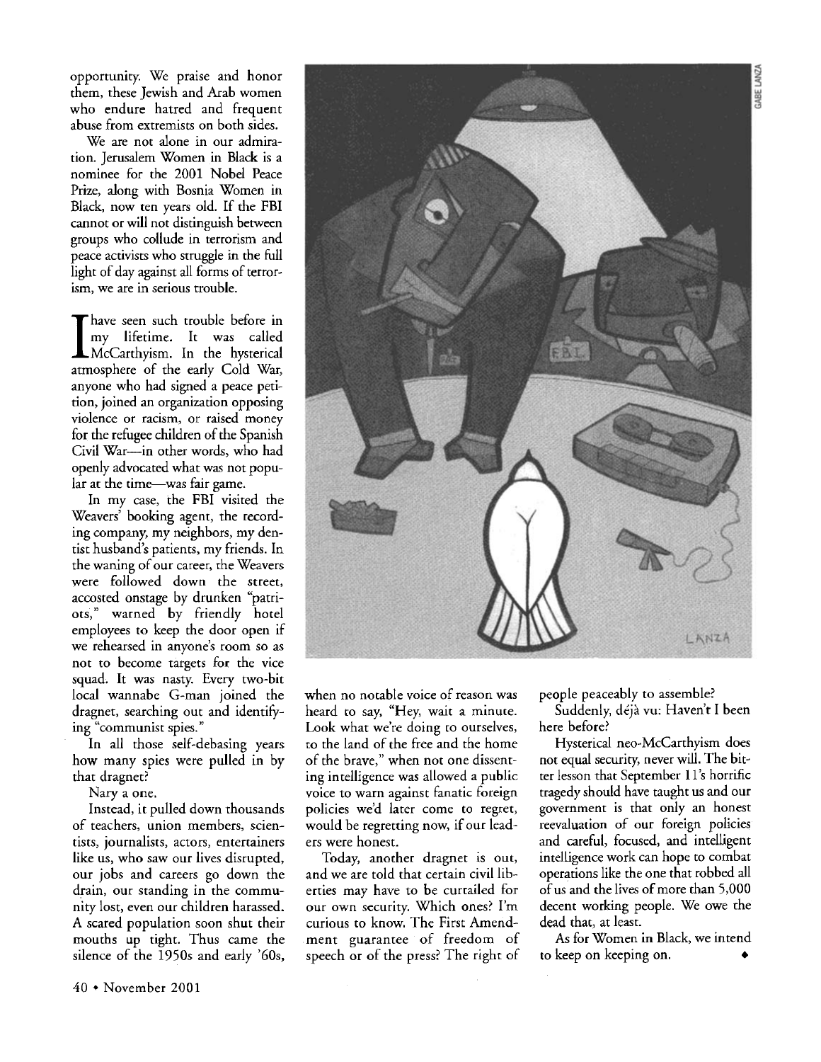opportunity. We praise and honor them, these Jewish and Arab women who endure hatred and frequent abuse from extremists on both sides.

We are not alone in our admiration. Jerusalem Women in Black is a nominee for the 2001 Nobel Peace Prize, along with Bosnia Women in Black, now ten years old. If the FBI cannot or will not distinguish between groups who collude in terrorism and peace activists who struggle in the full light of day against all forms of terrorism, we are in serious trouble.

I have seen such trouble before in my lifetime. It was called McCarthyism. In the hysterical atmosphere of the early Cold War, anyone who had signed a peace petition, joined an organization opposing violence or racism, or raised money for the refugee children of the Spanish Civil War—in other words, who had openly advocated what was not popular at the time—was fair game.

In my case, the FBI visited the Weavers' booking agent, the recording company, my neighbors, my dentist husband's patients, my friends. In the waning of our career, the Weavers were followed down the street, accosted onstage by drunken "patriots," warned by friendly hotel employees to keep the door open if we rehearsed in anyone's room so as not to become targets for the vice squad. It was nasty. Every two-bit local wannabe G-man joined the dragnet, searching out and identifying "communist spies."

In all those self-debasing years how many spies were pulled in by that dragnet?

Nary a one.

Instead, it pulled down thousands of teachers, union members, scientists, journalists, actors, entertainers like us, who saw our lives disrupted, our jobs and careers go down the drain, our standing in the community lost, even our children harassed. A scared population soon shut their mouths up tight. Thus came the silence of the 1950s and early '60s, when no notable voice of reason was heard to say, "Hey, wait a minute. Look what we're doing to ourselves, to the land of the free and the home of the brave," when not one dissenting intelligence was allowed a public voice to warn against fanatic foreign policies we'd later come to regret, would be regretting now, if our leaders were honest.

Today, another dragnet is out, and we are told that certain civil liberties may have to be curtailed for our own security. Which ones? I'm curious to know. The First Amendment guarantee of freedom of speech or of the press? The right of people peaceably to assemble?

Suddenly, déjà vu: Haven't I been here before?

Hysterical neo-McCarthyism does not equal security, never will. The bitter lesson that September 11's horrific tragedy should have taught us and our government is that only an honest reevaluation of our foreign policies and careful, focused, and intelligent intelligence work can hope to combat operations like the one that robbed all of us and the lives of more than 5,000 decent working people. We owe the dead that, at least.

As for Women in Black, we intend to keep on keeping on. ◆